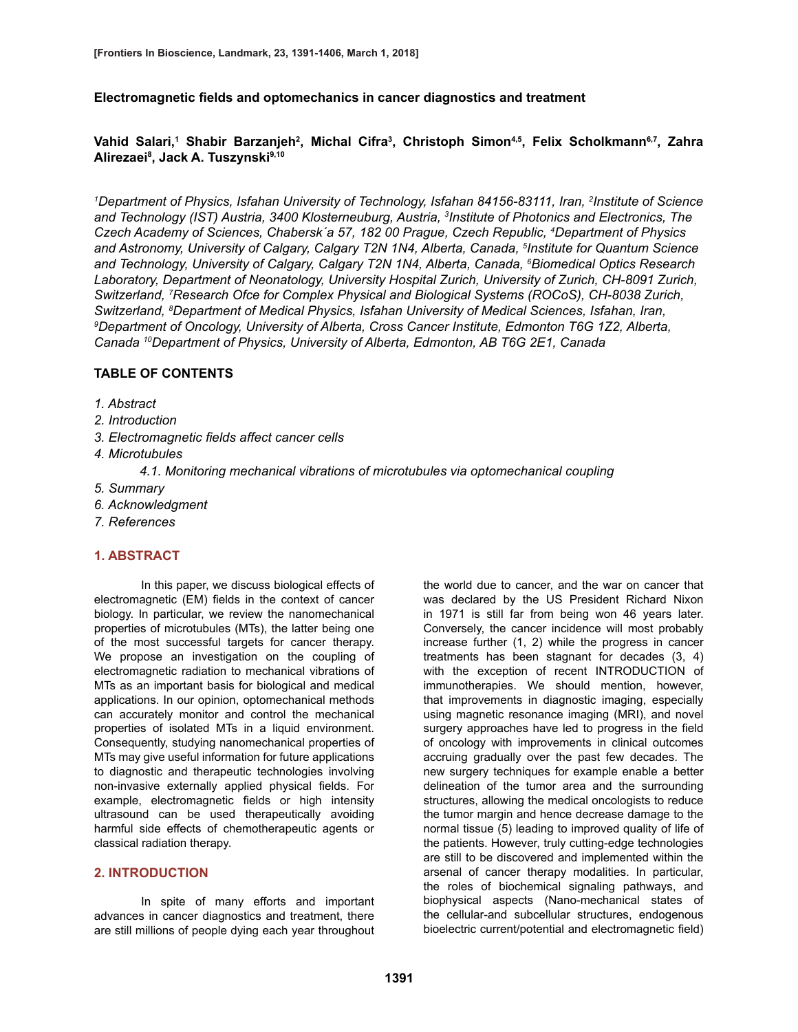# Electromagnetic fields and optomechanics in cancer diagnostics and treatment

**Vahid Salari,[1] Shabir Barzanjeh[2], Michal Cifra[3], Christoph Simon[4,5], Felix Scholkmann[6,7], Zahra Alirezaei[8], Jack A. Tuszynski[9,10]**

*[1]Department of Physics, Isfahan University of Technology, Isfahan 84156-83111, Iran, [2]Institute of Science and Technology (IST) Austria, 3400 Klosterneuburg, Austria, [3]Institute of Photonics and Electronics, The Czech Academy of Sciences, Chabersk´a 57, 182 00 Prague, Czech Republic, [4]Department of Physics and Astronomy, University of Calgary, Calgary T2N 1N4, Alberta, Canada, [5]Institute for Quantum Science and Technology, University of Calgary, Calgary T2N 1N4, Alberta, Canada, [6]Biomedical Optics Research Laboratory, Department of Neonatology, University Hospital Zurich, University of Zurich, CH-8091 Zurich, Switzerland, [7]Research Ofce for Complex Physical and Biological Systems (ROCoS), CH-8038 Zurich, Switzerland, [8]Department of Medical Physics, Isfahan University of Medical Sciences, Isfahan, Iran, [9]Department of Oncology, University of Alberta, Cross Cancer Institute, Edmonton T6G 1Z2, Alberta, Canada [10]Department of Physics, University of Alberta, Edmonton, AB T6G 2E1, Canada*

## TABLE OF CONTENTS

*1. Abstract*
*2. Introduction*
*3. Electromagnetic fields affect cancer cells*
*4. Microtubules*
  *4.1. Monitoring mechanical vibrations of microtubules via optomechanical coupling*
*5. Summary*
*6. Acknowledgment*
*7. References*

## 1. ABSTRACT

In this paper, we discuss biological effects of electromagnetic (EM) fields in the context of cancer biology. In particular, we review the nanomechanical properties of microtubules (MTs), the latter being one of the most successful targets for cancer therapy. We propose an investigation on the coupling of electromagnetic radiation to mechanical vibrations of MTs as an important basis for biological and medical applications. In our opinion, optomechanical methods can accurately monitor and control the mechanical properties of isolated MTs in a liquid environment. Consequently, studying nanomechanical properties of MTs may give useful information for future applications to diagnostic and therapeutic technologies involving non-invasive externally applied physical fields. For example, electromagnetic fields or high intensity ultrasound can be used therapeutically avoiding harmful side effects of chemotherapeutic agents or classical radiation therapy.

## 2. INTRODUCTION

In spite of many efforts and important advances in cancer diagnostics and treatment, there are still millions of people dying each year throughout the world due to cancer, and the war on cancer that was declared by the US President Richard Nixon in 1971 is still far from being won 46 years later. Conversely, the cancer incidence will most probably increase further (1, 2) while the progress in cancer treatments has been stagnant for decades (3, 4) with the exception of recent INTRODUCTION of immunotherapies. We should mention, however, that improvements in diagnostic imaging, especially using magnetic resonance imaging (MRI), and novel surgery approaches have led to progress in the field of oncology with improvements in clinical outcomes accruing gradually over the past few decades. The new surgery techniques for example enable a better delineation of the tumor area and the surrounding structures, allowing the medical oncologists to reduce the tumor margin and hence decrease damage to the normal tissue (5) leading to improved quality of life of the patients. However, truly cutting-edge technologies are still to be discovered and implemented within the arsenal of cancer therapy modalities. In particular, the roles of biochemical signaling pathways, and biophysical aspects (Nano-mechanical states of the cellular-and subcellular structures, endogenous bioelectric current/potential and electromagnetic field)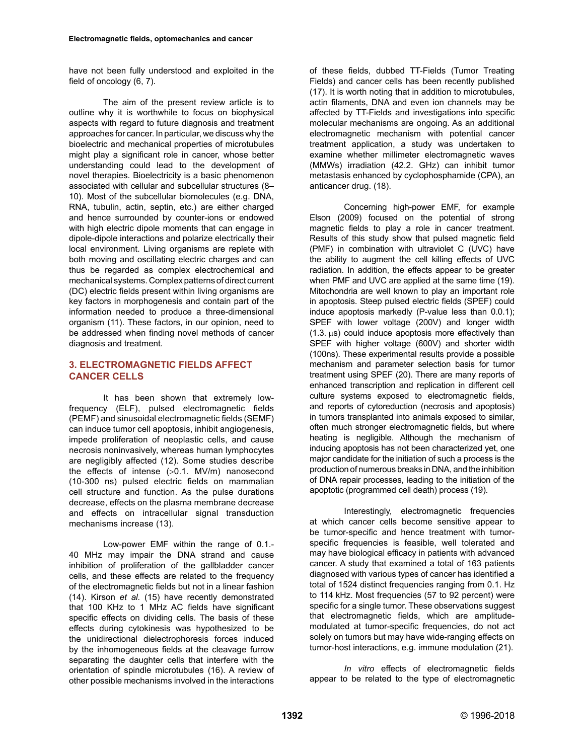have not been fully understood and exploited in the field of oncology (6, 7).

The aim of the present review article is to outline why it is worthwhile to focus on biophysical aspects with regard to future diagnosis and treatment approaches for cancer. In particular, we discuss why the bioelectric and mechanical properties of microtubules might play a significant role in cancer, whose better understanding could lead to the development of novel therapies. Bioelectricity is a basic phenomenon associated with cellular and subcellular structures (8–10). Most of the subcellular biomolecules (e.g. DNA, RNA, tubulin, actin, septin, etc.) are either charged and hence surrounded by counter-ions or endowed with high electric dipole moments that can engage in dipole-dipole interactions and polarize electrically their local environment. Living organisms are replete with both moving and oscillating electric charges and can thus be regarded as complex electrochemical and mechanical systems. Complex patterns of direct current (DC) electric fields present within living organisms are key factors in morphogenesis and contain part of the information needed to produce a three-dimensional organism (11). These factors, in our opinion, need to be addressed when finding novel methods of cancer diagnosis and treatment.

## 3. ELECTROMAGNETIC FIELDS AFFECT CANCER CELLS

It has been shown that extremely low-frequency (ELF), pulsed electromagnetic fields (PEMF) and sinusoidal electromagnetic fields (SEMF) can induce tumor cell apoptosis, inhibit angiogenesis, impede proliferation of neoplastic cells, and cause necrosis noninvasively, whereas human lymphocytes are negligibly affected (12). Some studies describe the effects of intense (>0.1. MV/m) nanosecond (10-300 ns) pulsed electric fields on mammalian cell structure and function. As the pulse durations decrease, effects on the plasma membrane decrease and effects on intracellular signal transduction mechanisms increase (13).

Low-power EMF within the range of 0.1.-40 MHz may impair the DNA strand and cause inhibition of proliferation of the gallbladder cancer cells, and these effects are related to the frequency of the electromagnetic fields but not in a linear fashion (14). Kirson *et al.* (15) have recently demonstrated that 100 KHz to 1 MHz AC fields have significant specific effects on dividing cells. The basis of these effects during cytokinesis was hypothesized to be the unidirectional dielectrophoresis forces induced by the inhomogeneous fields at the cleavage furrow separating the daughter cells that interfere with the orientation of spindle microtubules (16). A review of other possible mechanisms involved in the interactions of these fields, dubbed TT-Fields (Tumor Treating Fields) and cancer cells has been recently published (17). It is worth noting that in addition to microtubules, actin filaments, DNA and even ion channels may be affected by TT-Fields and investigations into specific molecular mechanisms are ongoing. As an additional electromagnetic mechanism with potential cancer treatment application, a study was undertaken to examine whether millimeter electromagnetic waves (MMWs) irradiation (42.2. GHz) can inhibit tumor metastasis enhanced by cyclophosphamide (CPA), an anticancer drug. (18).

Concerning high-power EMF, for example Elson (2009) focused on the potential of strong magnetic fields to play a role in cancer treatment. Results of this study show that pulsed magnetic field (PMF) in combination with ultraviolet C (UVC) have the ability to augment the cell killing effects of UVC radiation. In addition, the effects appear to be greater when PMF and UVC are applied at the same time (19). Mitochondria are well known to play an important role in apoptosis. Steep pulsed electric fields (SPEF) could induce apoptosis markedly (P-value less than 0.0.1); SPEF with lower voltage (200V) and longer width (1.3. μs) could induce apoptosis more effectively than SPEF with higher voltage (600V) and shorter width (100ns). These experimental results provide a possible mechanism and parameter selection basis for tumor treatment using SPEF (20). There are many reports of enhanced transcription and replication in different cell culture systems exposed to electromagnetic fields, and reports of cytoreduction (necrosis and apoptosis) in tumors transplanted into animals exposed to similar, often much stronger electromagnetic fields, but where heating is negligible. Although the mechanism of inducing apoptosis has not been characterized yet, one major candidate for the initiation of such a process is the production of numerous breaks in DNA, and the inhibition of DNA repair processes, leading to the initiation of the apoptotic (programmed cell death) process (19).

Interestingly, electromagnetic frequencies at which cancer cells become sensitive appear to be tumor-specific and hence treatment with tumor-specific frequencies is feasible, well tolerated and may have biological efficacy in patients with advanced cancer. A study that examined a total of 163 patients diagnosed with various types of cancer has identified a total of 1524 distinct frequencies ranging from 0.1. Hz to 114 kHz. Most frequencies (57 to 92 percent) were specific for a single tumor. These observations suggest that electromagnetic fields, which are amplitude-modulated at tumor-specific frequencies, do not act solely on tumors but may have wide-ranging effects on tumor-host interactions, e.g. immune modulation (21).

*In vitro* effects of electromagnetic fields appear to be related to the type of electromagnetic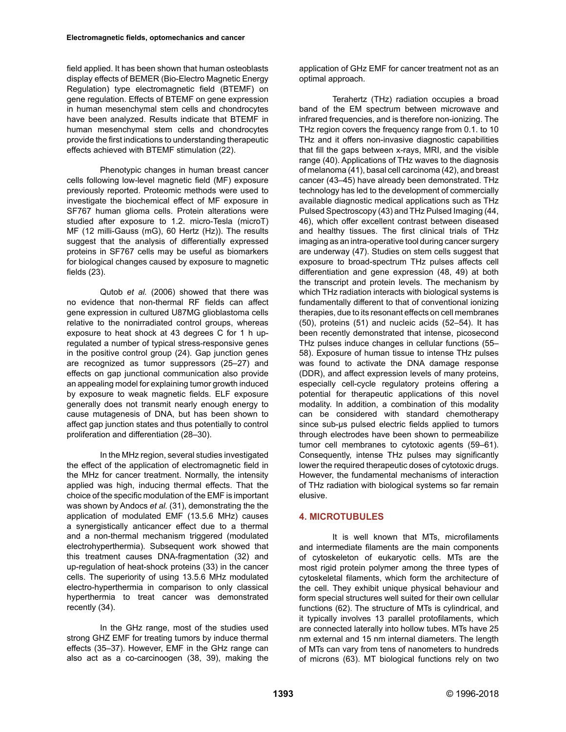field applied. It has been shown that human osteoblasts display effects of BEMER (Bio-Electro Magnetic Energy Regulation) type electromagnetic field (BTEMF) on gene regulation. Effects of BTEMF on gene expression in human mesenchymal stem cells and chondrocytes have been analyzed. Results indicate that BTEMF in human mesenchymal stem cells and chondrocytes provide the first indications to understanding therapeutic effects achieved with BTEMF stimulation (22).

Phenotypic changes in human breast cancer cells following low-level magnetic field (MF) exposure previously reported. Proteomic methods were used to investigate the biochemical effect of MF exposure in SF767 human glioma cells. Protein alterations were studied after exposure to 1.2. micro-Tesla (microT) MF (12 milli-Gauss (mG), 60 Hertz (Hz)). The results suggest that the analysis of differentially expressed proteins in SF767 cells may be useful as biomarkers for biological changes caused by exposure to magnetic fields (23).

Qutob *et al.* (2006) showed that there was no evidence that non-thermal RF fields can affect gene expression in cultured U87MG glioblastoma cells relative to the nonirradiated control groups, whereas exposure to heat shock at 43 degrees C for 1 h up-regulated a number of typical stress-responsive genes in the positive control group (24). Gap junction genes are recognized as tumor suppressors (25–27) and effects on gap junctional communication also provide an appealing model for explaining tumor growth induced by exposure to weak magnetic fields. ELF exposure generally does not transmit nearly enough energy to cause mutagenesis of DNA, but has been shown to affect gap junction states and thus potentially to control proliferation and differentiation (28–30).

In the MHz region, several studies investigated the effect of the application of electromagnetic field in the MHz for cancer treatment. Normally, the intensity applied was high, inducing thermal effects. That the choice of the specific modulation of the EMF is important was shown by Andocs *et al.* (31), demonstrating the the application of modulated EMF (13.5.6 MHz) causes a synergistically anticancer effect due to a thermal and a non-thermal mechanism triggered (modulated electrohyperthermia). Subsequent work showed that this treatment causes DNA-fragmentation (32) and up-regulation of heat-shock proteins (33) in the cancer cells. The superiority of using 13.5.6 MHz modulated electro-hyperthermia in comparison to only classical hyperthermia to treat cancer was demonstrated recently (34).

In the GHz range, most of the studies used strong GHZ EMF for treating tumors by induce thermal effects (35–37). However, EMF in the GHz range can also act as a co-carcinoogen (38, 39), making the application of GHz EMF for cancer treatment not as an optimal approach.

Terahertz (THz) radiation occupies a broad band of the EM spectrum between microwave and infrared frequencies, and is therefore non-ionizing. The THz region covers the frequency range from 0.1. to 10 THz and it offers non-invasive diagnostic capabilities that fill the gaps between x-rays, MRI, and the visible range (40). Applications of THz waves to the diagnosis of melanoma (41), basal cell carcinoma (42), and breast cancer (43–45) have already been demonstrated. THz technology has led to the development of commercially available diagnostic medical applications such as THz Pulsed Spectroscopy (43) and THz Pulsed Imaging (44, 46), which offer excellent contrast between diseased and healthy tissues. The first clinical trials of THz imaging as an intra-operative tool during cancer surgery are underway (47). Studies on stem cells suggest that exposure to broad-spectrum THz pulses affects cell differentiation and gene expression (48, 49) at both the transcript and protein levels. The mechanism by which THz radiation interacts with biological systems is fundamentally different to that of conventional ionizing therapies, due to its resonant effects on cell membranes (50), proteins (51) and nucleic acids (52–54). It has been recently demonstrated that intense, picosecond THz pulses induce changes in cellular functions (55–58). Exposure of human tissue to intense THz pulses was found to activate the DNA damage response (DDR), and affect expression levels of many proteins, especially cell-cycle regulatory proteins offering a potential for therapeutic applications of this novel modality. In addition, a combination of this modality can be considered with standard chemotherapy since sub-μs pulsed electric fields applied to tumors through electrodes have been shown to permeabilize tumor cell membranes to cytotoxic agents (59–61). Consequently, intense THz pulses may significantly lower the required therapeutic doses of cytotoxic drugs. However, the fundamental mechanisms of interaction of THz radiation with biological systems so far remain elusive.

## 4. MICROTUBULES

It is well known that MTs, microfilaments and intermediate filaments are the main components of cytoskeleton of eukaryotic cells. MTs are the most rigid protein polymer among the three types of cytoskeletal filaments, which form the architecture of the cell. They exhibit unique physical behaviour and form special structures well suited for their own cellular functions (62). The structure of MTs is cylindrical, and it typically involves 13 parallel protofilaments, which are connected laterally into hollow tubes. MTs have 25 nm external and 15 nm internal diameters. The length of MTs can vary from tens of nanometers to hundreds of microns (63). MT biological functions rely on two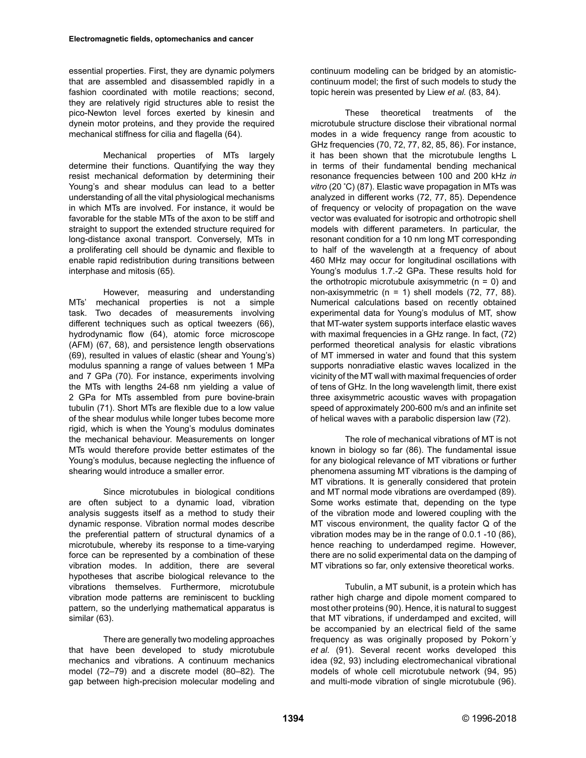essential properties. First, they are dynamic polymers that are assembled and disassembled rapidly in a fashion coordinated with motile reactions; second, they are relatively rigid structures able to resist the pico-Newton level forces exerted by kinesin and dynein motor proteins, and they provide the required mechanical stiffness for cilia and flagella (64).

Mechanical properties of MTs largely determine their functions. Quantifying the way they resist mechanical deformation by determining their Young's and shear modulus can lead to a better understanding of all the vital physiological mechanisms in which MTs are involved. For instance, it would be favorable for the stable MTs of the axon to be stiff and straight to support the extended structure required for long-distance axonal transport. Conversely, MTs in a proliferating cell should be dynamic and flexible to enable rapid redistribution during transitions between interphase and mitosis (65).

However, measuring and understanding MTs' mechanical properties is not a simple task. Two decades of measurements involving different techniques such as optical tweezers (66), hydrodynamic flow (64), atomic force microscope (AFM) (67, 68), and persistence length observations (69), resulted in values of elastic (shear and Young's) modulus spanning a range of values between 1 MPa and 7 GPa (70). For instance, experiments involving the MTs with lengths 24-68 nm yielding a value of 2 GPa for MTs assembled from pure bovine-brain tubulin (71). Short MTs are flexible due to a low value of the shear modulus while longer tubes become more rigid, which is when the Young's modulus dominates the mechanical behaviour. Measurements on longer MTs would therefore provide better estimates of the Young's modulus, because neglecting the influence of shearing would introduce a smaller error.

Since microtubules in biological conditions are often subject to a dynamic load, vibration analysis suggests itself as a method to study their dynamic response. Vibration normal modes describe the preferential pattern of structural dynamics of a microtubule, whereby its response to a time-varying force can be represented by a combination of these vibration modes. In addition, there are several hypotheses that ascribe biological relevance to the vibrations themselves. Furthermore, microtubule vibration mode patterns are reminiscent to buckling pattern, so the underlying mathematical apparatus is similar (63).

There are generally two modeling approaches that have been developed to study microtubule mechanics and vibrations. A continuum mechanics model (72–79) and a discrete model (80–82). The gap between high-precision molecular modeling and continuum modeling can be bridged by an atomistic-continuum model; the first of such models to study the topic herein was presented by Liew *et al.* (83, 84).

These theoretical treatments of the microtubule structure disclose their vibrational normal modes in a wide frequency range from acoustic to GHz frequencies (70, 72, 77, 82, 85, 86). For instance, it has been shown that the microtubule lengths L in terms of their fundamental bending mechanical resonance frequencies between 100 and 200 kHz *in vitro* (20 ˚C) (87). Elastic wave propagation in MTs was analyzed in different works (72, 77, 85). Dependence of frequency or velocity of propagation on the wave vector was evaluated for isotropic and orthotropic shell models with different parameters. In particular, the resonant condition for a 10 nm long MT corresponding to half of the wavelength at a frequency of about 460 MHz may occur for longitudinal oscillations with Young's modulus 1.7.-2 GPa. These results hold for the orthotropic microtubule axisymmetric ($n = 0$) and non-axisymmetric ($n = 1$) shell models (72, 77, 88). Numerical calculations based on recently obtained experimental data for Young's modulus of MT, show that MT-water system supports interface elastic waves with maximal frequencies in a GHz range. In fact, (72) performed theoretical analysis for elastic vibrations of MT immersed in water and found that this system supports nonradiative elastic waves localized in the vicinity of the MT wall with maximal frequencies of order of tens of GHz. In the long wavelength limit, there exist three axisymmetric acoustic waves with propagation speed of approximately 200-600 m/s and an infinite set of helical waves with a parabolic dispersion law (72).

The role of mechanical vibrations of MT is not known in biology so far (86). The fundamental issue for any biological relevance of MT vibrations or further phenomena assuming MT vibrations is the damping of MT vibrations. It is generally considered that protein and MT normal mode vibrations are overdamped (89). Some works estimate that, depending on the type of the vibration mode and lowered coupling with the MT viscous environment, the quality factor Q of the vibration modes may be in the range of 0.0.1 -10 (86), hence reaching to underdamped regime. However, there are no solid experimental data on the damping of MT vibrations so far, only extensive theoretical works.

Tubulin, a MT subunit, is a protein which has rather high charge and dipole moment compared to most other proteins (90). Hence, it is natural to suggest that MT vibrations, if underdamped and excited, will be accompanied by an electrical field of the same frequency as was originally proposed by Pokorn´y *et al.* (91). Several recent works developed this idea (92, 93) including electromechanical vibrational models of whole cell microtubule network (94, 95) and multi-mode vibration of single microtubule (96).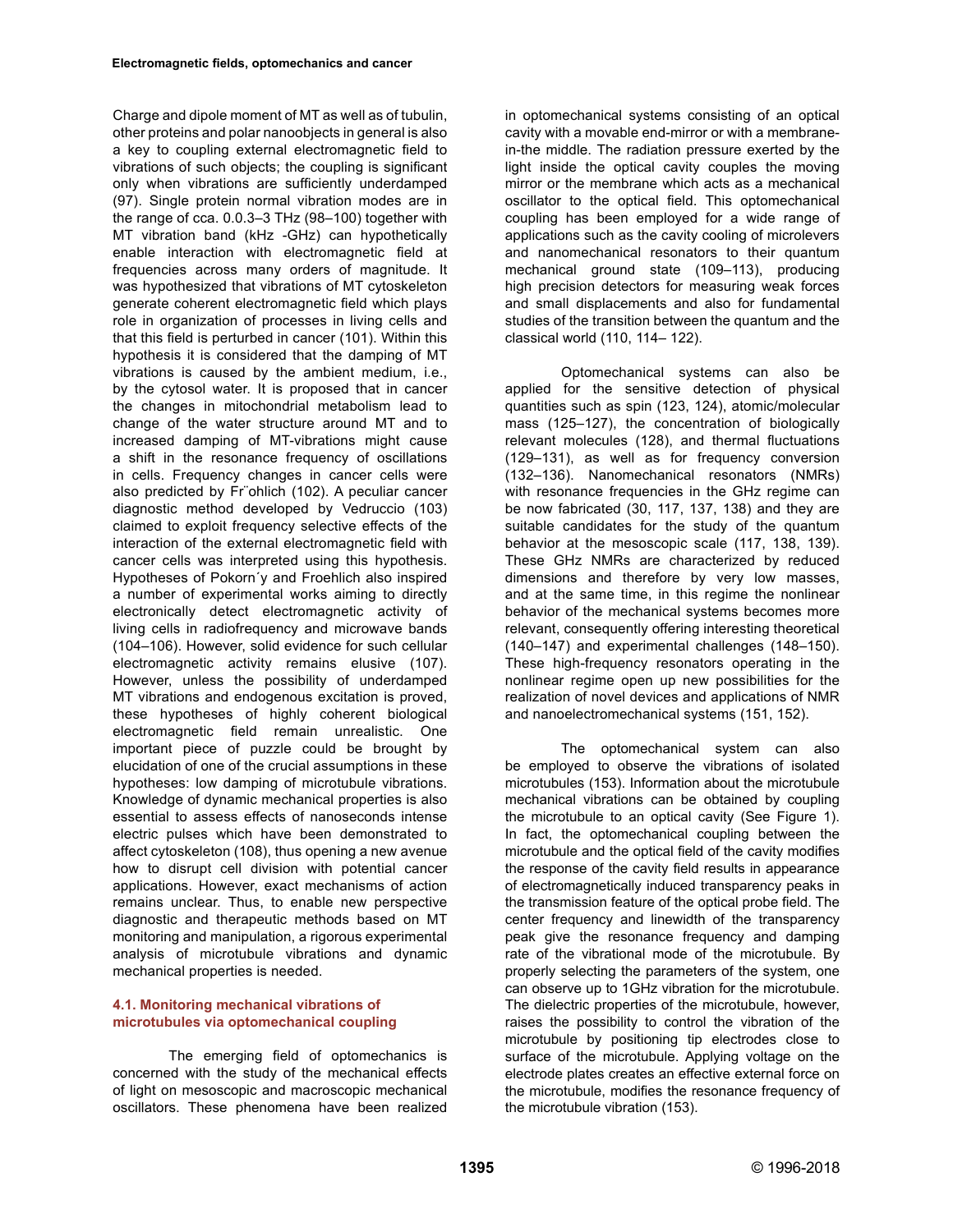Charge and dipole moment of MT as well as of tubulin, other proteins and polar nanoobjects in general is also a key to coupling external electromagnetic field to vibrations of such objects; the coupling is significant only when vibrations are sufficiently underdamped (97). Single protein normal vibration modes are in the range of cca. 0.0.3–3 THz (98–100) together with MT vibration band (kHz -GHz) can hypothetically enable interaction with electromagnetic field at frequencies across many orders of magnitude. It was hypothesized that vibrations of MT cytoskeleton generate coherent electromagnetic field which plays role in organization of processes in living cells and that this field is perturbed in cancer (101). Within this hypothesis it is considered that the damping of MT vibrations is caused by the ambient medium, i.e., by the cytosol water. It is proposed that in cancer the changes in mitochondrial metabolism lead to change of the water structure around MT and to increased damping of MT-vibrations might cause a shift in the resonance frequency of oscillations in cells. Frequency changes in cancer cells were also predicted by Fr¨ohlich (102). A peculiar cancer diagnostic method developed by Vedruccio (103) claimed to exploit frequency selective effects of the interaction of the external electromagnetic field with cancer cells was interpreted using this hypothesis. Hypotheses of Pokorn´y and Froehlich also inspired a number of experimental works aiming to directly electronically detect electromagnetic activity of living cells in radiofrequency and microwave bands (104–106). However, solid evidence for such cellular electromagnetic activity remains elusive (107). However, unless the possibility of underdamped MT vibrations and endogenous excitation is proved, these hypotheses of highly coherent biological electromagnetic field remain unrealistic. One important piece of puzzle could be brought by elucidation of one of the crucial assumptions in these hypotheses: low damping of microtubule vibrations. Knowledge of dynamic mechanical properties is also essential to assess effects of nanoseconds intense electric pulses which have been demonstrated to affect cytoskeleton (108), thus opening a new avenue how to disrupt cell division with potential cancer applications. However, exact mechanisms of action remains unclear. Thus, to enable new perspective diagnostic and therapeutic methods based on MT monitoring and manipulation, a rigorous experimental analysis of microtubule vibrations and dynamic mechanical properties is needed.

### 4.1. Monitoring mechanical vibrations of microtubules via optomechanical coupling

The emerging field of optomechanics is concerned with the study of the mechanical effects of light on mesoscopic and macroscopic mechanical oscillators. These phenomena have been realized in optomechanical systems consisting of an optical cavity with a movable end-mirror or with a membrane-in-the middle. The radiation pressure exerted by the light inside the optical cavity couples the moving mirror or the membrane which acts as a mechanical oscillator to the optical field. This optomechanical coupling has been employed for a wide range of applications such as the cavity cooling of microlevers and nanomechanical resonators to their quantum mechanical ground state (109–113), producing high precision detectors for measuring weak forces and small displacements and also for fundamental studies of the transition between the quantum and the classical world (110, 114– 122).

Optomechanical systems can also be applied for the sensitive detection of physical quantities such as spin (123, 124), atomic/molecular mass (125–127), the concentration of biologically relevant molecules (128), and thermal fluctuations (129–131), as well as for frequency conversion (132–136). Nanomechanical resonators (NMRs) with resonance frequencies in the GHz regime can be now fabricated (30, 117, 137, 138) and they are suitable candidates for the study of the quantum behavior at the mesoscopic scale (117, 138, 139). These GHz NMRs are characterized by reduced dimensions and therefore by very low masses, and at the same time, in this regime the nonlinear behavior of the mechanical systems becomes more relevant, consequently offering interesting theoretical (140–147) and experimental challenges (148–150). These high-frequency resonators operating in the nonlinear regime open up new possibilities for the realization of novel devices and applications of NMR and nanoelectromechanical systems (151, 152).

The optomechanical system can also be employed to observe the vibrations of isolated microtubules (153). Information about the microtubule mechanical vibrations can be obtained by coupling the microtubule to an optical cavity (See Figure 1). In fact, the optomechanical coupling between the microtubule and the optical field of the cavity modifies the response of the cavity field results in appearance of electromagnetically induced transparency peaks in the transmission feature of the optical probe field. The center frequency and linewidth of the transparency peak give the resonance frequency and damping rate of the vibrational mode of the microtubule. By properly selecting the parameters of the system, one can observe up to 1GHz vibration for the microtubule. The dielectric properties of the microtubule, however, raises the possibility to control the vibration of the microtubule by positioning tip electrodes close to surface of the microtubule. Applying voltage on the electrode plates creates an effective external force on the microtubule, modifies the resonance frequency of the microtubule vibration (153).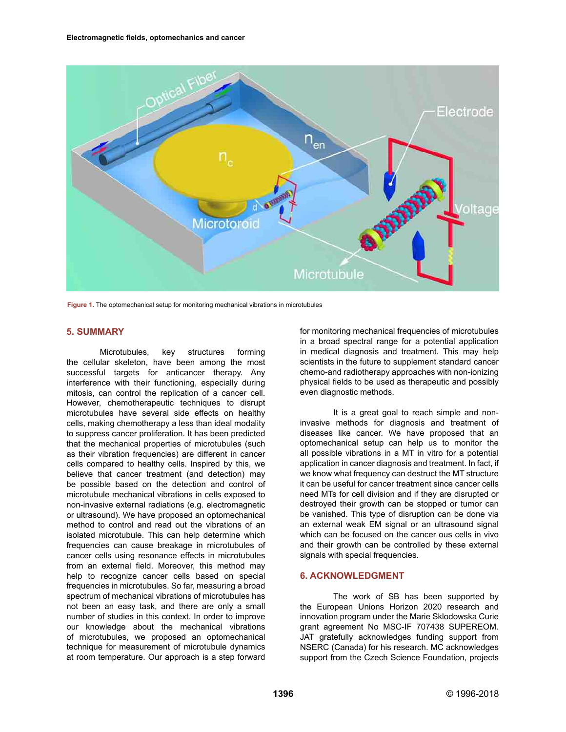Optical Fiber

$n_c$

$n_{en}$

Electrode

Voltage

Microtoroid

d

Microtubule

Figure 1. The optomechanical setup for monitoring mechanical vibrations in microtubules

## 5. SUMMARY

Microtubules, key structures forming the cellular skeleton, have been among the most successful targets for anticancer therapy. Any interference with their functioning, especially during mitosis, can control the replication of a cancer cell. However, chemotherapeutic techniques to disrupt microtubules have several side effects on healthy cells, making chemotherapy a less than ideal modality to suppress cancer proliferation. It has been predicted that the mechanical properties of microtubules (such as their vibration frequencies) are different in cancer cells compared to healthy cells. Inspired by this, we believe that cancer treatment (and detection) may be possible based on the detection and control of microtubule mechanical vibrations in cells exposed to non-invasive external radiations (e.g. electromagnetic or ultrasound). We have proposed an optomechanical method to control and read out the vibrations of an isolated microtubule. This can help determine which frequencies can cause breakage in microtubules of cancer cells using resonance effects in microtubules from an external field. Moreover, this method may help to recognize cancer cells based on special frequencies in microtubules. So far, measuring a broad spectrum of mechanical vibrations of microtubules has not been an easy task, and there are only a small number of studies in this context. In order to improve our knowledge about the mechanical vibrations of microtubules, we proposed an optomechanical technique for measurement of microtubule dynamics at room temperature. Our approach is a step forward for monitoring mechanical frequencies of microtubules in a broad spectral range for a potential application in medical diagnosis and treatment. This may help scientists in the future to supplement standard cancer chemo-and radiotherapy approaches with non-ionizing physical fields to be used as therapeutic and possibly even diagnostic methods.

It is a great goal to reach simple and non-invasive methods for diagnosis and treatment of diseases like cancer. We have proposed that an optomechanical setup can help us to monitor the all possible vibrations in a MT in vitro for a potential application in cancer diagnosis and treatment. In fact, if we know what frequency can destruct the MT structure it can be useful for cancer treatment since cancer cells need MTs for cell division and if they are disrupted or destroyed their growth can be stopped or tumor can be vanished. This type of disruption can be done via an external weak EM signal or an ultrasound signal which can be focused on the cancer ous cells in vivo and their growth can be controlled by these external signals with special frequencies.

## 6. ACKNOWLEDGMENT

The work of SB has been supported by the European Unions Horizon 2020 research and innovation program under the Marie Sklodowska Curie grant agreement No MSC-IF 707438 SUPEREOM. JAT gratefully acknowledges funding support from NSERC (Canada) for his research. MC acknowledges support from the Czech Science Foundation, projects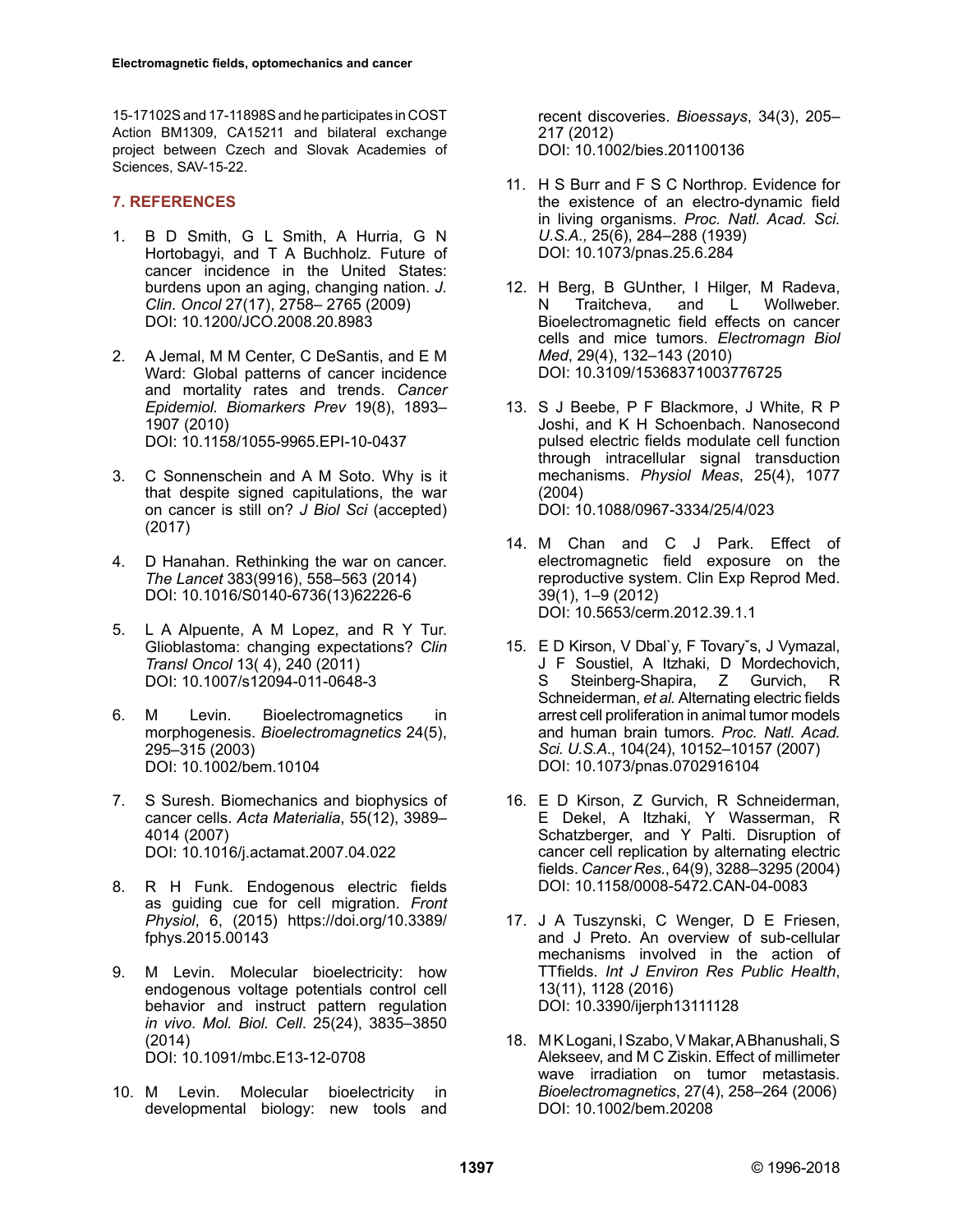15-17102S and 17-11898S and he participates in COST Action BM1309, CA15211 and bilateral exchange project between Czech and Slovak Academies of Sciences, SAV-15-22.

## 7. REFERENCES

1. B D Smith, G L Smith, A Hurria, G N Hortobagyi, and T A Buchholz. Future of cancer incidence in the United States: burdens upon an aging, changing nation. *J. Clin. Oncol* 27(17), 2758– 2765 (2009) DOI: 10.1200/JCO.2008.20.8983

2. A Jemal, M M Center, C DeSantis, and E M Ward: Global patterns of cancer incidence and mortality rates and trends. *Cancer Epidemiol. Biomarkers Prev* 19(8), 1893–1907 (2010) DOI: 10.1158/1055-9965.EPI-10-0437

3. C Sonnenschein and A M Soto. Why is it that despite signed capitulations, the war on cancer is still on? *J Biol Sci* (accepted) (2017)

4. D Hanahan. Rethinking the war on cancer. *The Lancet* 383(9916), 558–563 (2014) DOI: 10.1016/S0140-6736(13)62226-6

5. L A Alpuente, A M Lopez, and R Y Tur. Glioblastoma: changing expectations? *Clin Transl Oncol* 13( 4), 240 (2011) DOI: 10.1007/s12094-011-0648-3

6. M Levin. Bioelectromagnetics in morphogenesis. *Bioelectromagnetics* 24(5), 295–315 (2003) DOI: 10.1002/bem.10104

7. S Suresh. Biomechanics and biophysics of cancer cells. *Acta Materialia*, 55(12), 3989–4014 (2007) DOI: 10.1016/j.actamat.2007.04.022

8. R H Funk. Endogenous electric fields as guiding cue for cell migration. *Front Physiol*, 6, (2015) https://doi.org/10.3389/fphys.2015.00143

9. M Levin. Molecular bioelectricity: how endogenous voltage potentials control cell behavior and instruct pattern regulation *in vivo*. *Mol. Biol. Cell*. 25(24), 3835–3850 (2014) DOI: 10.1091/mbc.E13-12-0708

10. M Levin. Molecular bioelectricity in developmental biology: new tools and recent discoveries. *Bioessays*, 34(3), 205–217 (2012) DOI: 10.1002/bies.201100136

11. H S Burr and F S C Northrop. Evidence for the existence of an electro-dynamic field in living organisms. *Proc. Natl. Acad. Sci. U.S.A.,* 25(6), 284–288 (1939) DOI: 10.1073/pnas.25.6.284

12. H Berg, B GUnther, I Hilger, M Radeva, N Traitcheva, and L Wollweber. Bioelectromagnetic field effects on cancer cells and mice tumors. *Electromagn Biol Med*, 29(4), 132–143 (2010) DOI: 10.3109/15368371003776725

13. S J Beebe, P F Blackmore, J White, R P Joshi, and K H Schoenbach. Nanosecond pulsed electric fields modulate cell function through intracellular signal transduction mechanisms. *Physiol Meas*, 25(4), 1077 (2004) DOI: 10.1088/0967-3334/25/4/023

14. M Chan and C J Park. Effect of electromagnetic field exposure on the reproductive system. Clin Exp Reprod Med. 39(1), 1–9 (2012) DOI: 10.5653/cerm.2012.39.1.1

15. E D Kirson, V Dbal`y, F Tovary˘s, J Vymazal, J F Soustiel, A Itzhaki, D Mordechovich, S Steinberg-Shapira, Z Gurvich, R Schneiderman, *et al.* Alternating electric fields arrest cell proliferation in animal tumor models and human brain tumors. *Proc. Natl. Acad. Sci. U.S.A.*, 104(24), 10152–10157 (2007) DOI: 10.1073/pnas.0702916104

16. E D Kirson, Z Gurvich, R Schneiderman, E Dekel, A Itzhaki, Y Wasserman, R Schatzberger, and Y Palti. Disruption of cancer cell replication by alternating electric fields. *Cancer Res.*, 64(9), 3288–3295 (2004) DOI: 10.1158/0008-5472.CAN-04-0083

17. J A Tuszynski, C Wenger, D E Friesen, and J Preto. An overview of sub-cellular mechanisms involved in the action of TTfields. *Int J Environ Res Public Health*, 13(11), 1128 (2016) DOI: 10.3390/ijerph13111128

18. M K Logani, I Szabo, V Makar, A Bhanushali, S Alekseev, and M C Ziskin. Effect of millimeter wave irradiation on tumor metastasis. *Bioelectromagnetics*, 27(4), 258–264 (2006) DOI: 10.1002/bem.20208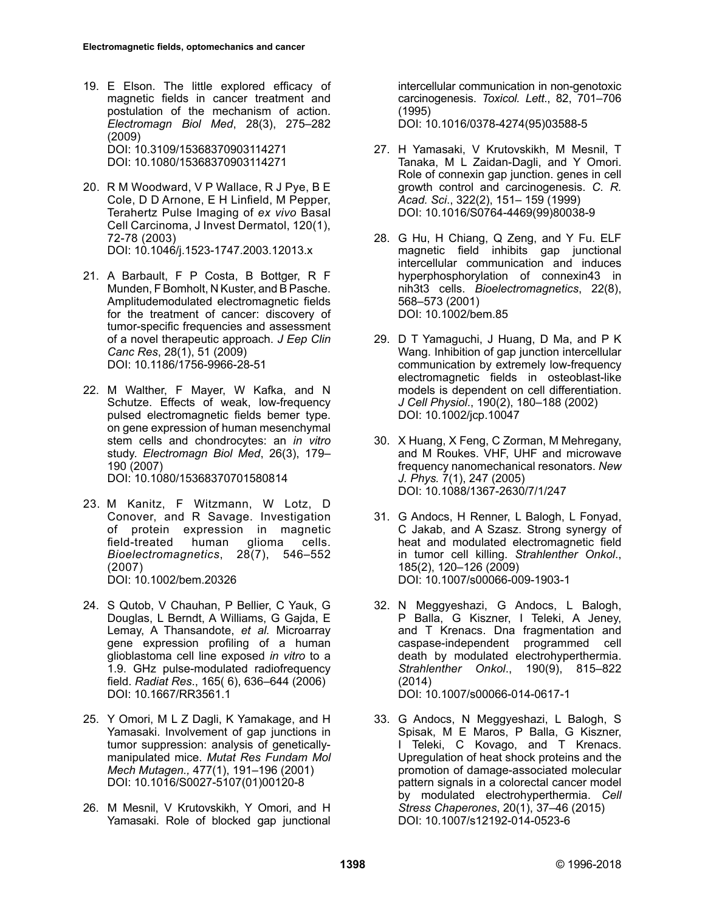19. E Elson. The little explored efficacy of magnetic fields in cancer treatment and postulation of the mechanism of action. *Electromagn Biol Med*, 28(3), 275–282 (2009)
DOI: 10.3109/15368370903114271
DOI: 10.1080/15368370903114271

20. R M Woodward, V P Wallace, R J Pye, B E Cole, D D Arnone, E H Linfield, M Pepper, Terahertz Pulse Imaging of *ex vivo* Basal Cell Carcinoma, J Invest Dermatol, 120(1), 72-78 (2003)
DOI: 10.1046/j.1523-1747.2003.12013.x

21. A Barbault, F P Costa, B Bottger, R F Munden, F Bomholt, N Kuster, and B Pasche. Amplitudemodulated electromagnetic fields for the treatment of cancer: discovery of tumor-specific frequencies and assessment of a novel therapeutic approach. *J Eep Clin Canc Res*, 28(1), 51 (2009)
DOI: 10.1186/1756-9966-28-51

22. M Walther, F Mayer, W Kafka, and N Schutze. Effects of weak, low-frequency pulsed electromagnetic fields bemer type. on gene expression of human mesenchymal stem cells and chondrocytes: an *in vitro* study. *Electromagn Biol Med*, 26(3), 179–190 (2007)
DOI: 10.1080/15368370701580814

23. M Kanitz, F Witzmann, W Lotz, D Conover, and R Savage. Investigation of protein expression in magnetic field-treated human glioma cells. *Bioelectromagnetics*, 28(7), 546–552 (2007)
DOI: 10.1002/bem.20326

24. S Qutob, V Chauhan, P Bellier, C Yauk, G Douglas, L Berndt, A Williams, G Gajda, E Lemay, A Thansandote, *et al.* Microarray gene expression profiling of a human glioblastoma cell line exposed *in vitro* to a 1.9. GHz pulse-modulated radiofrequency field. *Radiat Res*., 165( 6), 636–644 (2006)
DOI: 10.1667/RR3561.1

25. Y Omori, M L Z Dagli, K Yamakage, and H Yamasaki. Involvement of gap junctions in tumor suppression: analysis of genetically-manipulated mice. *Mutat Res Fundam Mol Mech Mutagen.,* 477(1), 191–196 (2001)
DOI: 10.1016/S0027-5107(01)00120-8

26. M Mesnil, V Krutovskikh, Y Omori, and H Yamasaki. Role of blocked gap junctional intercellular communication in non-genotoxic carcinogenesis. *Toxicol. Lett*., 82, 701–706 (1995)
DOI: 10.1016/0378-4274(95)03588-5

27. H Yamasaki, V Krutovskikh, M Mesnil, T Tanaka, M L Zaidan-Dagli, and Y Omori. Role of connexin gap junction. genes in cell growth control and carcinogenesis. *C. R. Acad. Sci*., 322(2), 151– 159 (1999)
DOI: 10.1016/S0764-4469(99)80038-9

28. G Hu, H Chiang, Q Zeng, and Y Fu. ELF magnetic field inhibits gap junctional intercellular communication and induces hyperphosphorylation of connexin43 in nih3t3 cells. *Bioelectromagnetics*, 22(8), 568–573 (2001)
DOI: 10.1002/bem.85

29. D T Yamaguchi, J Huang, D Ma, and P K Wang. Inhibition of gap junction intercellular communication by extremely low-frequency electromagnetic fields in osteoblast-like models is dependent on cell differentiation. *J Cell Physiol*., 190(2), 180–188 (2002)
DOI: 10.1002/jcp.10047

30. X Huang, X Feng, C Zorman, M Mehregany, and M Roukes. VHF, UHF and microwave frequency nanomechanical resonators. *New J. Phys.* 7(1), 247 (2005)
DOI: 10.1088/1367-2630/7/1/247

31. G Andocs, H Renner, L Balogh, L Fonyad, C Jakab, and A Szasz. Strong synergy of heat and modulated electromagnetic field in tumor cell killing. *Strahlenther Onkol*., 185(2), 120–126 (2009)
DOI: 10.1007/s00066-009-1903-1

32. N Meggyeshazi, G Andocs, L Balogh, P Balla, G Kiszner, I Teleki, A Jeney, and T Krenacs. Dna fragmentation and caspase-independent programmed cell death by modulated electrohyperthermia. *Strahlenther Onkol*., 190(9), 815–822 (2014)
DOI: 10.1007/s00066-014-0617-1

33. G Andocs, N Meggyeshazi, L Balogh, S Spisak, M E Maros, P Balla, G Kiszner, I Teleki, C Kovago, and T Krenacs. Upregulation of heat shock proteins and the promotion of damage-associated molecular pattern signals in a colorectal cancer model by modulated electrohyperthermia. *Cell Stress Chaperones*, 20(1), 37–46 (2015)
DOI: 10.1007/s12192-014-0523-6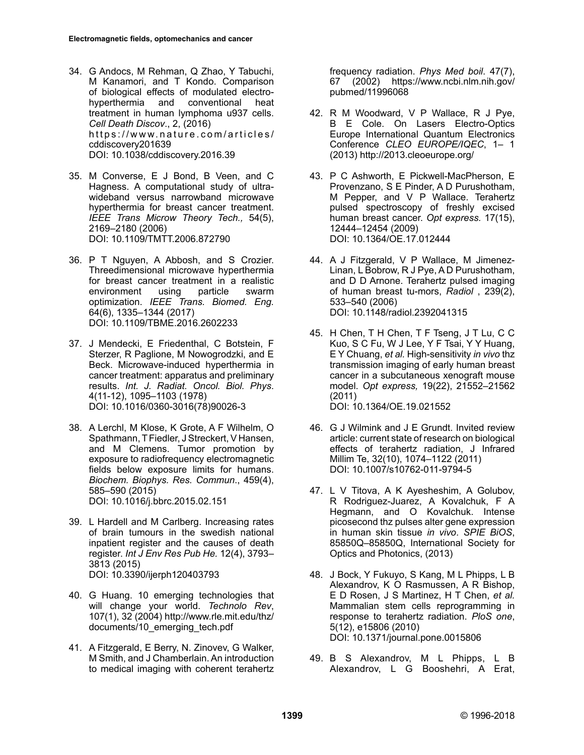34. G Andocs, M Rehman, Q Zhao, Y Tabuchi, M Kanamori, and T Kondo. Comparison of biological effects of modulated electro-hyperthermia and conventional heat treatment in human lymphoma u937 cells. *Cell Death Discov*., 2, (2016) https://www.nature.com/articles/cddiscovery201639 DOI: 10.1038/cddiscovery.2016.39

35. M Converse, E J Bond, B Veen, and C Hagness. A computational study of ultra-wideband versus narrowband microwave hyperthermia for breast cancer treatment. *IEEE Trans Microw Theory Tech.,* 54(5), 2169–2180 (2006) DOI: 10.1109/TMTT.2006.872790

36. P T Nguyen, A Abbosh, and S Crozier. Threedimensional microwave hyperthermia for breast cancer treatment in a realistic environment using particle swarm optimization. *IEEE Trans. Biomed. Eng.* 64(6), 1335–1344 (2017) DOI: 10.1109/TBME.2016.2602233

37. J Mendecki, E Friedenthal, C Botstein, F Sterzer, R Paglione, M Nowogrodzki, and E Beck. Microwave-induced hyperthermia in cancer treatment: apparatus and preliminary results. *Int. J. Radiat. Oncol. Biol. Phys*. 4(11-12), 1095–1103 (1978) DOI: 10.1016/0360-3016(78)90026-3

38. A Lerchl, M Klose, K Grote, A F Wilhelm, O Spathmann, T Fiedler, J Streckert, V Hansen, and M Clemens. Tumor promotion by exposure to radiofrequency electromagnetic fields below exposure limits for humans. *Biochem. Biophys. Res. Commun*., 459(4), 585–590 (2015) DOI: 10.1016/j.bbrc.2015.02.151

39. L Hardell and M Carlberg. Increasing rates of brain tumours in the swedish national inpatient register and the causes of death register. *Int J Env Res Pub He.* 12(4), 3793–3813 (2015) DOI: 10.3390/ijerph120403793

40. G Huang. 10 emerging technologies that will change your world. *Technolo Rev*, 107(1), 32 (2004) http://www.rle.mit.edu/thz/documents/10_emerging_tech.pdf

41. A Fitzgerald, E Berry, N. Zinovev, G Walker, M Smith, and J Chamberlain. An introduction to medical imaging with coherent terahertz frequency radiation. *Phys Med boil*. 47(7), 67 (2002) https://www.ncbi.nlm.nih.gov/pubmed/11996068

42. R M Woodward, V P Wallace, R J Pye, B E Cole. On Lasers Electro-Optics Europe International Quantum Electronics Conference *CLEO EUROPE/IQEC*, 1– 1 (2013) http://2013.cleoeurope.org/

43. P C Ashworth, E Pickwell-MacPherson, E Provenzano, S E Pinder, A D Purushotham, M Pepper, and V P Wallace. Terahertz pulsed spectroscopy of freshly excised human breast cancer. *Opt express.* 17(15), 12444–12454 (2009) DOI: 10.1364/OE.17.012444

44. A J Fitzgerald, V P Wallace, M Jimenez-Linan, L Bobrow, R J Pye, A D Purushotham, and D D Arnone. Terahertz pulsed imaging of human breast tu-mors, *Radiol* , 239(2), 533–540 (2006) DOI: 10.1148/radiol.2392041315

45. H Chen, T H Chen, T F Tseng, J T Lu, C C Kuo, S C Fu, W J Lee, Y F Tsai, Y Y Huang, E Y Chuang, *et al.* High-sensitivity *in vivo* thz transmission imaging of early human breast cancer in a subcutaneous xenograft mouse model. *Opt express,* 19(22), 21552–21562 (2011) DOI: 10.1364/OE.19.021552

46. G J Wilmink and J E Grundt. Invited review article: current state of research on biological effects of terahertz radiation, J Infrared Millim Te, 32(10), 1074–1122 (2011) DOI: 10.1007/s10762-011-9794-5

47. L V Titova, A K Ayesheshim, A Golubov, R Rodriguez-Juarez, A Kovalchuk, F A Hegmann, and O Kovalchuk. Intense picosecond thz pulses alter gene expression in human skin tissue *in vivo*. *SPIE BiOS*, 85850Q–85850Q, International Society for Optics and Photonics, (2013)

48. J Bock, Y Fukuyo, S Kang, M L Phipps, L B Alexandrov, K O Rasmussen, A R Bishop, E D Rosen, J S Martinez, H T Chen, *et al.* Mammalian stem cells reprogramming in response to terahertz radiation. *PloS one*, 5(12), e15806 (2010) DOI: 10.1371/journal.pone.0015806

49. B S Alexandrov, M L Phipps, L B Alexandrov, L G Booshehri, A Erat,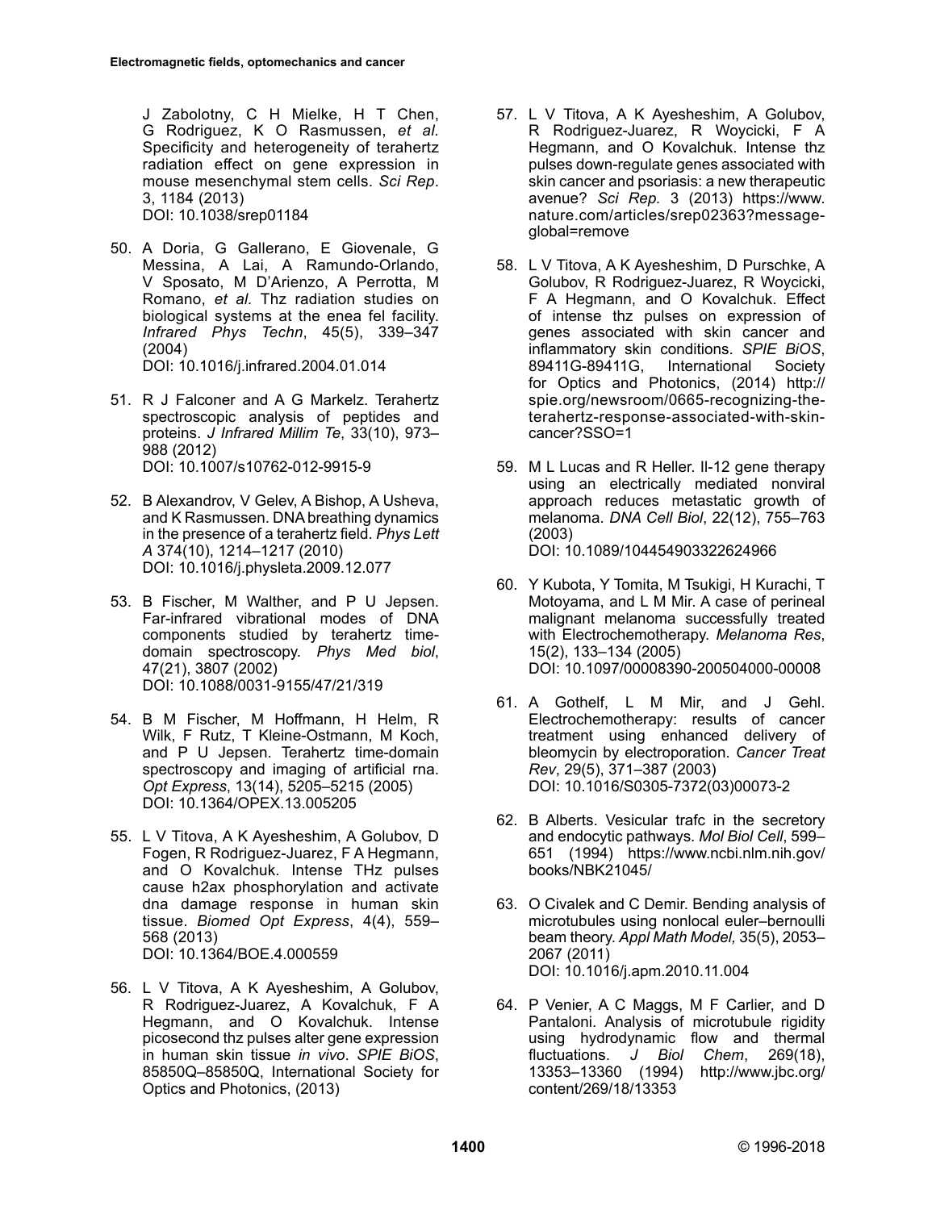J Zabolotny, C H Mielke, H T Chen, G Rodriguez, K O Rasmussen, *et al*. Specificity and heterogeneity of terahertz radiation effect on gene expression in mouse mesenchymal stem cells. *Sci Rep*. 3, 1184 (2013)
DOI: 10.1038/srep01184

50. A Doria, G Gallerano, E Giovenale, G Messina, A Lai, A Ramundo-Orlando, V Sposato, M D'Arienzo, A Perrotta, M Romano, *et al.* Thz radiation studies on biological systems at the enea fel facility. *Infrared Phys Techn*, 45(5), 339–347 (2004)
DOI: 10.1016/j.infrared.2004.01.014

51. R J Falconer and A G Markelz. Terahertz spectroscopic analysis of peptides and proteins. *J Infrared Millim Te*, 33(10), 973–988 (2012)
DOI: 10.1007/s10762-012-9915-9

52. B Alexandrov, V Gelev, A Bishop, A Usheva, and K Rasmussen. DNA breathing dynamics in the presence of a terahertz field. *Phys Lett A* 374(10), 1214–1217 (2010)
DOI: 10.1016/j.physleta.2009.12.077

53. B Fischer, M Walther, and P U Jepsen. Far-infrared vibrational modes of DNA components studied by terahertz time-domain spectroscopy. *Phys Med biol*, 47(21), 3807 (2002)
DOI: 10.1088/0031-9155/47/21/319

54. B M Fischer, M Hoffmann, H Helm, R Wilk, F Rutz, T Kleine-Ostmann, M Koch, and P U Jepsen. Terahertz time-domain spectroscopy and imaging of artificial rna. *Opt Express*, 13(14), 5205–5215 (2005)
DOI: 10.1364/OPEX.13.005205

55. L V Titova, A K Ayesheshim, A Golubov, D Fogen, R Rodriguez-Juarez, F A Hegmann, and O Kovalchuk. Intense THz pulses cause h2ax phosphorylation and activate dna damage response in human skin tissue. *Biomed Opt Express*, 4(4), 559–568 (2013)
DOI: 10.1364/BOE.4.000559

56. L V Titova, A K Ayesheshim, A Golubov, R Rodriguez-Juarez, A Kovalchuk, F A Hegmann, and O Kovalchuk. Intense picosecond thz pulses alter gene expression in human skin tissue *in vivo*. *SPIE BiOS*, 85850Q–85850Q, International Society for Optics and Photonics, (2013)

57. L V Titova, A K Ayesheshim, A Golubov, R Rodriguez-Juarez, R Woycicki, F A Hegmann, and O Kovalchuk. Intense thz pulses down-regulate genes associated with skin cancer and psoriasis: a new therapeutic avenue? *Sci Rep.* 3 (2013) https://www.nature.com/articles/srep02363?message-global=remove

58. L V Titova, A K Ayesheshim, D Purschke, A Golubov, R Rodriguez-Juarez, R Woycicki, F A Hegmann, and O Kovalchuk. Effect of intense thz pulses on expression of genes associated with skin cancer and inflammatory skin conditions. *SPIE BiOS*, 89411G-89411G, International Society for Optics and Photonics, (2014) http://spie.org/newsroom/0665-recognizing-the-terahertz-response-associated-with-skin-cancer?SSO=1

59. M L Lucas and R Heller. Il-12 gene therapy using an electrically mediated nonviral approach reduces metastatic growth of melanoma. *DNA Cell Biol*, 22(12), 755–763 (2003)
DOI: 10.1089/104454903322624966

60. Y Kubota, Y Tomita, M Tsukigi, H Kurachi, T Motoyama, and L M Mir. A case of perineal malignant melanoma successfully treated with Electrochemotherapy. *Melanoma Res*, 15(2), 133–134 (2005)
DOI: 10.1097/00008390-200504000-00008

61. A Gothelf, L M Mir, and J Gehl. Electrochemotherapy: results of cancer treatment using enhanced delivery of bleomycin by electroporation. *Cancer Treat Rev*, 29(5), 371–387 (2003)
DOI: 10.1016/S0305-7372(03)00073-2

62. B Alberts. Vesicular trafc in the secretory and endocytic pathways. *Mol Biol Cell*, 599–651 (1994) https://www.ncbi.nlm.nih.gov/books/NBK21045/

63. O Civalek and C Demir. Bending analysis of microtubules using nonlocal euler–bernoulli beam theory. *Appl Math Model,* 35(5), 2053–2067 (2011)
DOI: 10.1016/j.apm.2010.11.004

64. P Venier, A C Maggs, M F Carlier, and D Pantaloni. Analysis of microtubule rigidity using hydrodynamic flow and thermal fluctuations. *J Biol Chem*, 269(18), 13353–13360 (1994) http://www.jbc.org/content/269/18/13353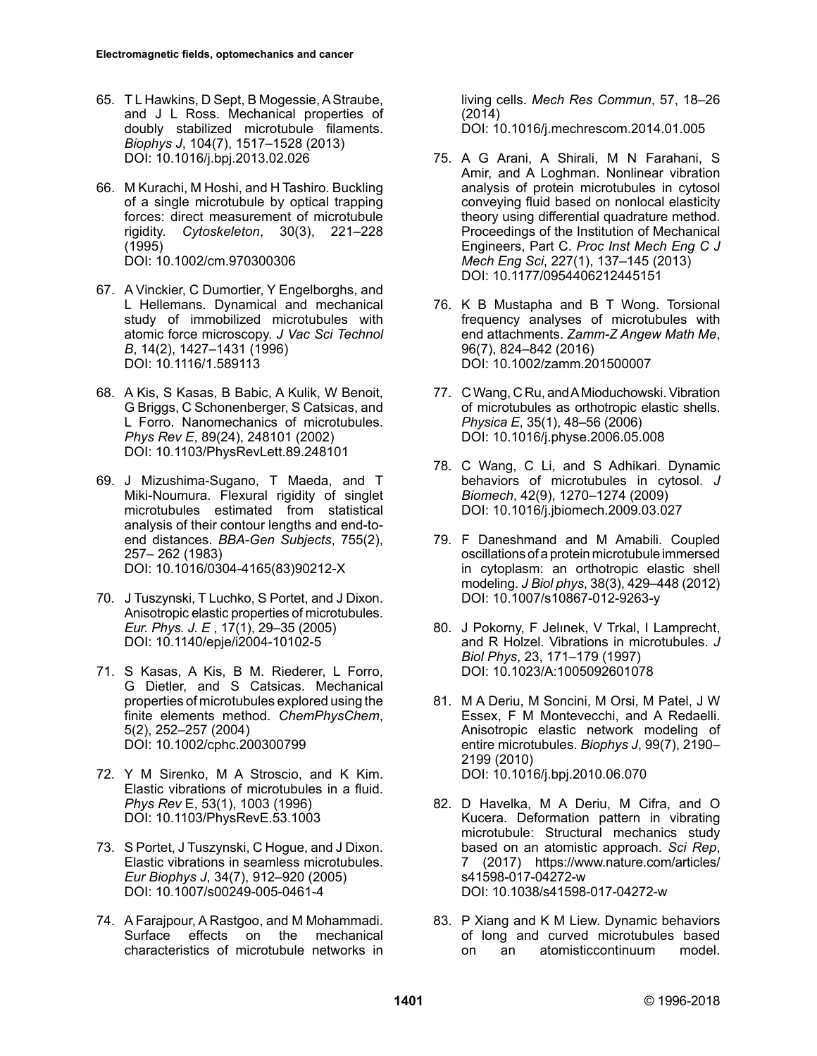65. T L Hawkins, D Sept, B Mogessie, A Straube, and J L Ross. Mechanical properties of doubly stabilized microtubule filaments. *Biophys J*, 104(7), 1517–1528 (2013) DOI: 10.1016/j.bpj.2013.02.026

66. M Kurachi, M Hoshi, and H Tashiro. Buckling of a single microtubule by optical trapping forces: direct measurement of microtubule rigidity. *Cytoskeleton*, 30(3), 221–228 (1995) DOI: 10.1002/cm.970300306

67. A Vinckier, C Dumortier, Y Engelborghs, and L Hellemans. Dynamical and mechanical study of immobilized microtubules with atomic force microscopy. *J Vac Sci Technol B*, 14(2), 1427–1431 (1996) DOI: 10.1116/1.589113

68. A Kis, S Kasas, B Babic, A Kulik, W Benoit, G Briggs, C Schonenberger, S Catsicas, and L Forro. Nanomechanics of microtubules. *Phys Rev E*, 89(24), 248101 (2002) DOI: 10.1103/PhysRevLett.89.248101

69. J Mizushima-Sugano, T Maeda, and T Miki-Noumura. Flexural rigidity of singlet microtubules estimated from statistical analysis of their contour lengths and end-to-end distances. *BBA-Gen Subjects*, 755(2), 257– 262 (1983) DOI: 10.1016/0304-4165(83)90212-X

70. J Tuszynski, T Luchko, S Portet, and J Dixon. Anisotropic elastic properties of microtubules. *Eur. Phys. J. E* , 17(1), 29–35 (2005) DOI: 10.1140/epje/i2004-10102-5

71. S Kasas, A Kis, B M. Riederer, L Forro, G Dietler, and S Catsicas. Mechanical properties of microtubules explored using the finite elements method. *ChemPhysChem*, 5(2), 252–257 (2004) DOI: 10.1002/cphc.200300799

72. Y M Sirenko, M A Stroscio, and K Kim. Elastic vibrations of microtubules in a fluid. *Phys Rev* E, 53(1), 1003 (1996) DOI: 10.1103/PhysRevE.53.1003

73. S Portet, J Tuszynski, C Hogue, and J Dixon. Elastic vibrations in seamless microtubules. *Eur Biophys J*, 34(7), 912–920 (2005) DOI: 10.1007/s00249-005-0461-4

74. A Farajpour, A Rastgoo, and M Mohammadi. Surface effects on the mechanical characteristics of microtubule networks in living cells. *Mech Res Commun*, 57, 18–26 (2014) DOI: 10.1016/j.mechrescom.2014.01.005

75. A G Arani, A Shirali, M N Farahani, S Amir, and A Loghman. Nonlinear vibration analysis of protein microtubules in cytosol conveying fluid based on nonlocal elasticity theory using differential quadrature method. Proceedings of the Institution of Mechanical Engineers, Part C. *Proc Inst Mech Eng C J Mech Eng Sci*, 227(1), 137–145 (2013) DOI: 10.1177/0954406212445151

76. K B Mustapha and B T Wong. Torsional frequency analyses of microtubules with end attachments. *Zamm-Z Angew Math Me*, 96(7), 824–842 (2016) DOI: 10.1002/zamm.201500007

77. C Wang, C Ru, and A Mioduchowski. Vibration of microtubules as orthotropic elastic shells. *Physica E*, 35(1), 48–56 (2006) DOI: 10.1016/j.physe.2006.05.008

78. C Wang, C Li, and S Adhikari. Dynamic behaviors of microtubules in cytosol. *J Biomech*, 42(9), 1270–1274 (2009) DOI: 10.1016/j.jbiomech.2009.03.027

79. F Daneshmand and M Amabili. Coupled oscillations of a protein microtubule immersed in cytoplasm: an orthotropic elastic shell modeling. *J Biol phys*, 38(3), 429–448 (2012) DOI: 10.1007/s10867-012-9263-y

80. J Pokorny, F Jelınek, V Trkal, I Lamprecht, and R Holzel. Vibrations in microtubules. *J Biol Phys*, 23, 171–179 (1997) DOI: 10.1023/A:1005092601078

81. M A Deriu, M Soncini, M Orsi, M Patel, J W Essex, F M Montevecchi, and A Redaelli. Anisotropic elastic network modeling of entire microtubules. *Biophys J*, 99(7), 2190–2199 (2010) DOI: 10.1016/j.bpj.2010.06.070

82. D Havelka, M A Deriu, M Cifra, and O Kucera. Deformation pattern in vibrating microtubule: Structural mechanics study based on an atomistic approach. *Sci Rep*, 7 (2017) https://www.nature.com/articles/s41598-017-04272-w DOI: 10.1038/s41598-017-04272-w

83. P Xiang and K M Liew. Dynamic behaviors of long and curved microtubules based on an atomisticcontinuum model.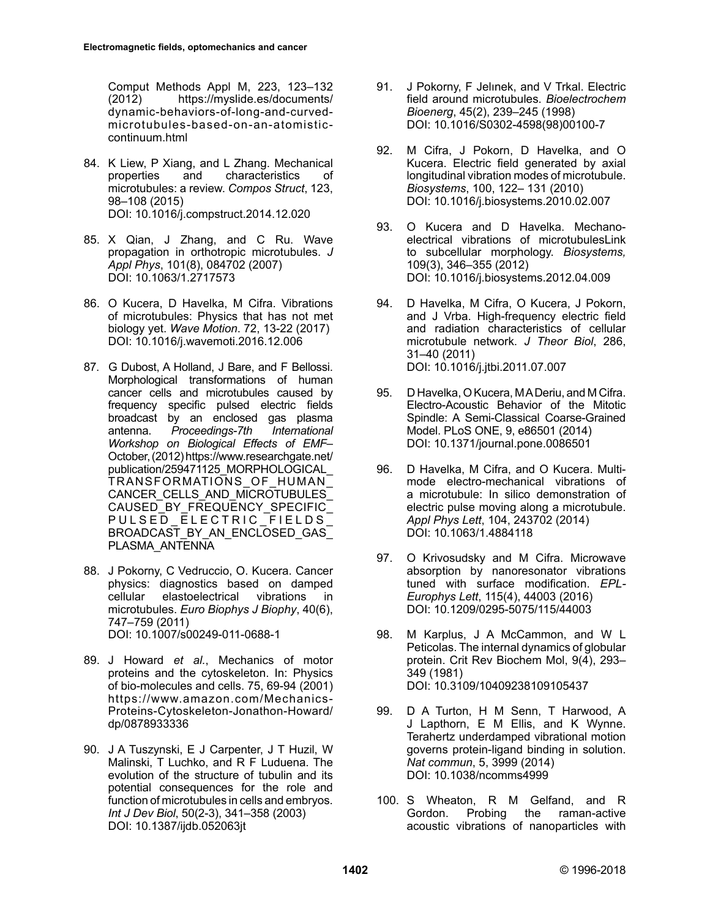Comput Methods Appl M, 223, 123–132 (2012) https://myslide.es/documents/dynamic-behaviors-of-long-and-curved-microtubules-based-on-an-atomistic-continuum.html

84. K Liew, P Xiang, and L Zhang. Mechanical properties and characteristics of microtubules: a review. *Compos Struct*, 123, 98–108 (2015) DOI: 10.1016/j.compstruct.2014.12.020

85. X Qian, J Zhang, and C Ru. Wave propagation in orthotropic microtubules. *J Appl Phys*, 101(8), 084702 (2007) DOI: 10.1063/1.2717573

86. O Kucera, D Havelka, M Cifra. Vibrations of microtubules: Physics that has not met biology yet. *Wave Motion*. 72, 13-22 (2017) DOI: 10.1016/j.wavemoti.2016.12.006

87. G Dubost, A Holland, J Bare, and F Bellossi. Morphological transformations of human cancer cells and microtubules caused by frequency specific pulsed electric fields broadcast by an enclosed gas plasma antenna. *Proceedings-7th International Workshop on Biological Effects of EMF*– October, (2012) https://www.researchgate.net/publication/259471125_MORPHOLOGICAL_TRANSFORMATIONS_OF_HUMAN_CANCER_CELLS_AND_MICROTUBULES_CAUSED_BY_FREQUENCY_SPECIFIC_PULSED_ELECTRIC_FIELDS_BROADCAST_BY_AN_ENCLOSED_GAS_PLASMA_ANTENNA

88. J Pokorny, C Vedruccio, O. Kucera. Cancer physics: diagnostics based on damped cellular elastoelectrical vibrations in microtubules. *Euro Biophys J Biophy*, 40(6), 747–759 (2011) DOI: 10.1007/s00249-011-0688-1

89. J Howard *et al*., Mechanics of motor proteins and the cytoskeleton. In: Physics of bio-molecules and cells. 75, 69-94 (2001) https://www.amazon.com/Mechanics-Proteins-Cytoskeleton-Jonathon-Howard/dp/0878933336

90. J A Tuszynski, E J Carpenter, J T Huzil, W Malinski, T Luchko, and R F Luduena. The evolution of the structure of tubulin and its potential consequences for the role and function of microtubules in cells and embryos. *Int J Dev Biol*, 50(2-3), 341–358 (2003) DOI: 10.1387/ijdb.052063jt

91. J Pokorny, F Jelınek, and V Trkal. Electric field around microtubules. *Bioelectrochem Bioenerg*, 45(2), 239–245 (1998) DOI: 10.1016/S0302-4598(98)00100-7

92. M Cifra, J Pokorn, D Havelka, and O Kucera. Electric field generated by axial longitudinal vibration modes of microtubule. *Biosystems*, 100, 122– 131 (2010) DOI: 10.1016/j.biosystems.2010.02.007

93. O Kucera and D Havelka. Mechano-electrical vibrations of microtubulesLink to subcellular morphology. *Biosystems,* 109(3), 346–355 (2012) DOI: 10.1016/j.biosystems.2012.04.009

94. D Havelka, M Cifra, O Kucera, J Pokorn, and J Vrba. High-frequency electric field and radiation characteristics of cellular microtubule network. *J Theor Biol*, 286, 31–40 (2011) DOI: 10.1016/j.jtbi.2011.07.007

95. D Havelka, O Kucera, M A Deriu, and M Cifra. Electro-Acoustic Behavior of the Mitotic Spindle: A Semi-Classical Coarse-Grained Model. PLoS ONE, 9, e86501 (2014) DOI: 10.1371/journal.pone.0086501

96. D Havelka, M Cifra, and O Kucera. Multi-mode electro-mechanical vibrations of a microtubule: In silico demonstration of electric pulse moving along a microtubule. *Appl Phys Lett*, 104, 243702 (2014) DOI: 10.1063/1.4884118

97. O Krivosudsky and M Cifra. Microwave absorption by nanoresonator vibrations tuned with surface modification. *EPL-Europhys Lett*, 115(4), 44003 (2016) DOI: 10.1209/0295-5075/115/44003

98. M Karplus, J A McCammon, and W L Peticolas. The internal dynamics of globular protein. Crit Rev Biochem Mol, 9(4), 293–349 (1981) DOI: 10.3109/10409238109105437

99. D A Turton, H M Senn, T Harwood, A J Lapthorn, E M Ellis, and K Wynne. Terahertz underdamped vibrational motion governs protein-ligand binding in solution. *Nat commun*, 5, 3999 (2014) DOI: 10.1038/ncomms4999

100. S Wheaton, R M Gelfand, and R Gordon. Probing the raman-active acoustic vibrations of nanoparticles with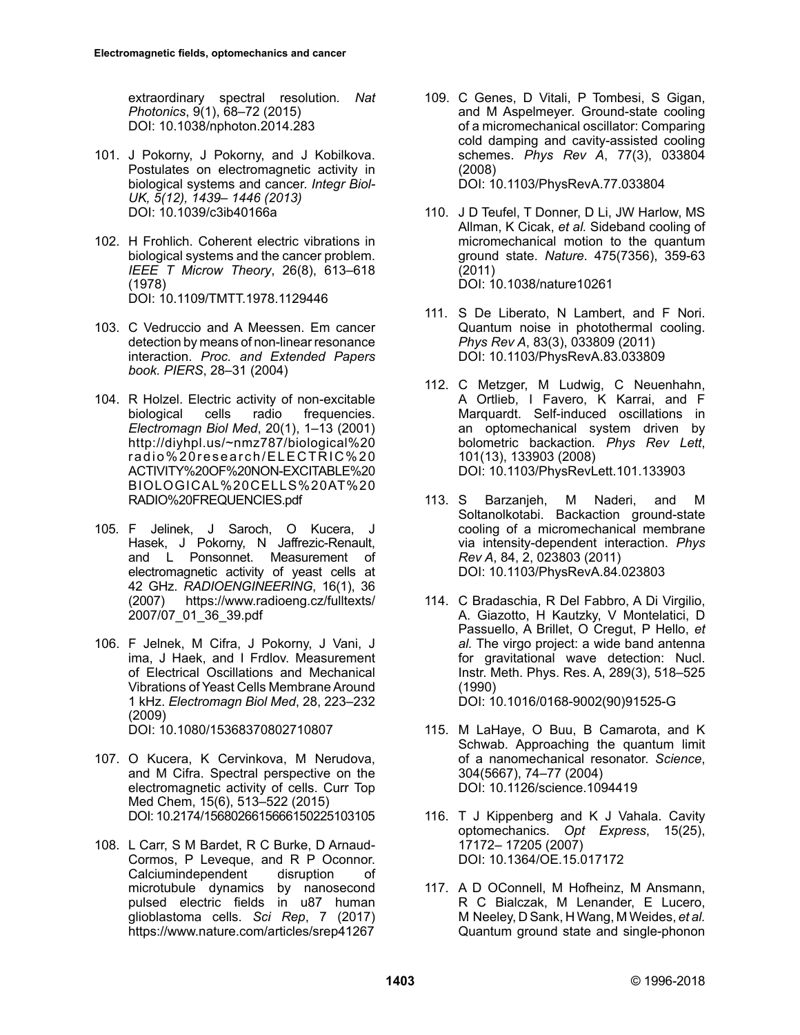extraordinary spectral resolution. *Nat Photonics*, 9(1), 68–72 (2015) DOI: 10.1038/nphoton.2014.283

101. J Pokorny, J Pokorny, and J Kobilkova. Postulates on electromagnetic activity in biological systems and cancer. *Integr Biol-UK, 5(12), 1439– 1446 (2013)* DOI: 10.1039/c3ib40166a

102. H Frohlich. Coherent electric vibrations in biological systems and the cancer problem. *IEEE T Microw Theory*, 26(8), 613–618 (1978) DOI: 10.1109/TMTT.1978.1129446

103. C Vedruccio and A Meessen. Em cancer detection by means of non-linear resonance interaction. *Proc. and Extended Papers book. PIERS*, 28–31 (2004)

104. R Holzel. Electric activity of non-excitable biological cells radio frequencies. *Electromagn Biol Med*, 20(1), 1–13 (2001) http://diyhpl.us/~nmz787/biological%20radio%20research/ELECTRIC%20ACTIVITY%20OF%20NON-EXCITABLE%20BIOLOGICAL%20CELLS%20AT%20RADIO%20FREQUENCIES.pdf

105. F Jelinek, J Saroch, O Kucera, J Hasek, J Pokorny, N Jaffrezic-Renault, and L Ponsonnet. Measurement of electromagnetic activity of yeast cells at 42 GHz. *RADIOENGINEERING*, 16(1), 36 (2007) https://www.radioeng.cz/fulltexts/2007/07_01_36_39.pdf

106. F Jelnek, M Cifra, J Pokorny, J Vani, J ima, J Haek, and I Frdlov. Measurement of Electrical Oscillations and Mechanical Vibrations of Yeast Cells Membrane Around 1 kHz. *Electromagn Biol Med*, 28, 223–232 (2009) DOI: 10.1080/15368370802710807

107. O Kucera, K Cervinkova, M Nerudova, and M Cifra. Spectral perspective on the electromagnetic activity of cells. Curr Top Med Chem, 15(6), 513–522 (2015) DOI: 10.2174/1568026615666150225103105

108. L Carr, S M Bardet, R C Burke, D Arnaud-Cormos, P Leveque, and R P Oconnor. Calciumindependent disruption of microtubule dynamics by nanosecond pulsed electric fields in u87 human glioblastoma cells. *Sci Rep*, 7 (2017) https://www.nature.com/articles/srep41267

109. C Genes, D Vitali, P Tombesi, S Gigan, and M Aspelmeyer. Ground-state cooling of a micromechanical oscillator: Comparing cold damping and cavity-assisted cooling schemes. *Phys Rev A*, 77(3), 033804 (2008) DOI: 10.1103/PhysRevA.77.033804

110. J D Teufel, T Donner, D Li, JW Harlow, MS Allman, K Cicak, *et al.* Sideband cooling of micromechanical motion to the quantum ground state. *Nature*. 475(7356), 359-63 (2011) DOI: 10.1038/nature10261

111. S De Liberato, N Lambert, and F Nori. Quantum noise in photothermal cooling. *Phys Rev A*, 83(3), 033809 (2011) DOI: 10.1103/PhysRevA.83.033809

112. C Metzger, M Ludwig, C Neuenhahn, A Ortlieb, I Favero, K Karrai, and F Marquardt. Self-induced oscillations in an optomechanical system driven by bolometric backaction. *Phys Rev Lett*, 101(13), 133903 (2008) DOI: 10.1103/PhysRevLett.101.133903

113. S Barzanjeh, M Naderi, and M Soltanolkotabi. Backaction ground-state cooling of a micromechanical membrane via intensity-dependent interaction. *Phys Rev A*, 84, 2, 023803 (2011) DOI: 10.1103/PhysRevA.84.023803

114. C Bradaschia, R Del Fabbro, A Di Virgilio, A. Giazotto, H Kautzky, V Montelatici, D Passuello, A Brillet, O Cregut, P Hello, *et al.* The virgo project: a wide band antenna for gravitational wave detection: Nucl. Instr. Meth. Phys. Res. A, 289(3), 518–525 (1990) DOI: 10.1016/0168-9002(90)91525-G

115. M LaHaye, O Buu, B Camarota, and K Schwab. Approaching the quantum limit of a nanomechanical resonator. *Science*, 304(5667), 74–77 (2004) DOI: 10.1126/science.1094419

116. T J Kippenberg and K J Vahala. Cavity optomechanics. *Opt Express*, 15(25), 17172– 17205 (2007) DOI: 10.1364/OE.15.017172

117. A D OConnell, M Hofheinz, M Ansmann, R C Bialczak, M Lenander, E Lucero, M Neeley, D Sank, H Wang, M Weides, *et al.* Quantum ground state and single-phonon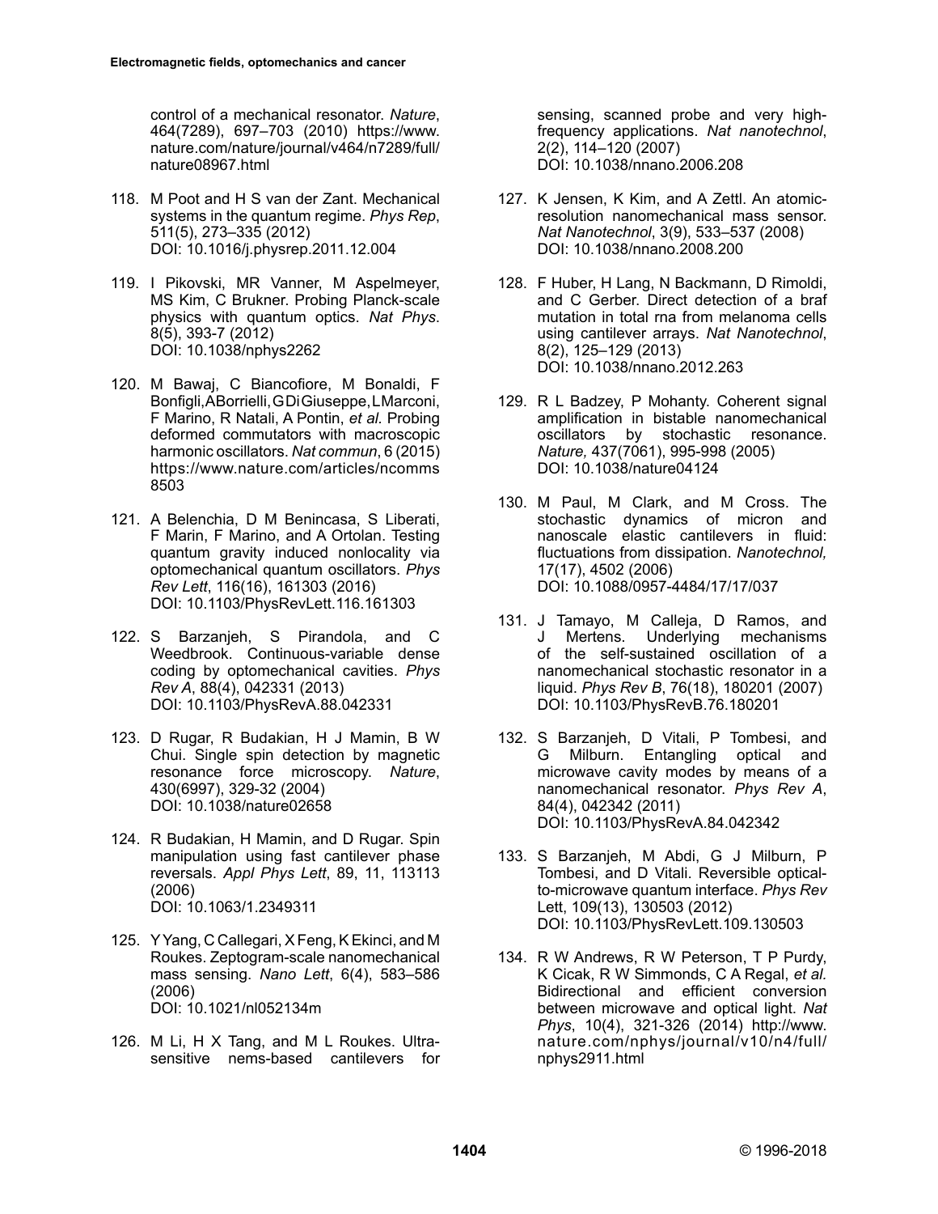control of a mechanical resonator. *Nature*, 464(7289), 697–703 (2010) https://www.nature.com/nature/journal/v464/n7289/full/nature08967.html

118. M Poot and H S van der Zant. Mechanical systems in the quantum regime. *Phys Rep*, 511(5), 273–335 (2012) DOI: 10.1016/j.physrep.2011.12.004

119. I Pikovski, MR Vanner, M Aspelmeyer, MS Kim, C Brukner. Probing Planck-scale physics with quantum optics. *Nat Phys*. 8(5), 393-7 (2012) DOI: 10.1038/nphys2262

120. M Bawaj, C Biancofiore, M Bonaldi, F Bonfigli, A Borrielli, G Di Giuseppe, L Marconi, F Marino, R Natali, A Pontin, *et al.* Probing deformed commutators with macroscopic harmonic oscillators. *Nat commun*, 6 (2015) https://www.nature.com/articles/ncomms8503

121. A Belenchia, D M Benincasa, S Liberati, F Marin, F Marino, and A Ortolan. Testing quantum gravity induced nonlocality via optomechanical quantum oscillators. *Phys Rev Lett*, 116(16), 161303 (2016) DOI: 10.1103/PhysRevLett.116.161303

122. S Barzanjeh, S Pirandola, and C Weedbrook. Continuous-variable dense coding by optomechanical cavities. *Phys Rev A*, 88(4), 042331 (2013) DOI: 10.1103/PhysRevA.88.042331

123. D Rugar, R Budakian, H J Mamin, B W Chui. Single spin detection by magnetic resonance force microscopy. *Nature*, 430(6997), 329-32 (2004) DOI: 10.1038/nature02658

124. R Budakian, H Mamin, and D Rugar. Spin manipulation using fast cantilever phase reversals. *Appl Phys Lett*, 89, 11, 113113 (2006) DOI: 10.1063/1.2349311

125. Y Yang, C Callegari, X Feng, K Ekinci, and M Roukes. Zeptogram-scale nanomechanical mass sensing. *Nano Lett*, 6(4), 583–586 (2006) DOI: 10.1021/nl052134m

126. M Li, H X Tang, and M L Roukes. Ultra-sensitive nems-based cantilevers for sensing, scanned probe and very high-frequency applications. *Nat nanotechnol*, 2(2), 114–120 (2007) DOI: 10.1038/nnano.2006.208

127. K Jensen, K Kim, and A Zettl. An atomic-resolution nanomechanical mass sensor. *Nat Nanotechnol*, 3(9), 533–537 (2008) DOI: 10.1038/nnano.2008.200

128. F Huber, H Lang, N Backmann, D Rimoldi, and C Gerber. Direct detection of a braf mutation in total rna from melanoma cells using cantilever arrays. *Nat Nanotechnol*, 8(2), 125–129 (2013) DOI: 10.1038/nnano.2012.263

129. R L Badzey, P Mohanty. Coherent signal amplification in bistable nanomechanical oscillators by stochastic resonance. *Nature,* 437(7061), 995-998 (2005) DOI: 10.1038/nature04124

130. M Paul, M Clark, and M Cross. The stochastic dynamics of micron and nanoscale elastic cantilevers in fluid: fluctuations from dissipation. *Nanotechnol,* 17(17), 4502 (2006) DOI: 10.1088/0957-4484/17/17/037

131. J Tamayo, M Calleja, D Ramos, and J Mertens. Underlying mechanisms of the self-sustained oscillation of a nanomechanical stochastic resonator in a liquid. *Phys Rev B*, 76(18), 180201 (2007) DOI: 10.1103/PhysRevB.76.180201

132. S Barzanjeh, D Vitali, P Tombesi, and G Milburn. Entangling optical and microwave cavity modes by means of a nanomechanical resonator. *Phys Rev A*, 84(4), 042342 (2011) DOI: 10.1103/PhysRevA.84.042342

133. S Barzanjeh, M Abdi, G J Milburn, P Tombesi, and D Vitali. Reversible optical-to-microwave quantum interface. *Phys Rev* Lett, 109(13), 130503 (2012) DOI: 10.1103/PhysRevLett.109.130503

134. R W Andrews, R W Peterson, T P Purdy, K Cicak, R W Simmonds, C A Regal, *et al.* Bidirectional and efficient conversion between microwave and optical light. *Nat Phys*, 10(4), 321-326 (2014) http://www.nature.com/nphys/journal/v10/n4/full/nphys2911.html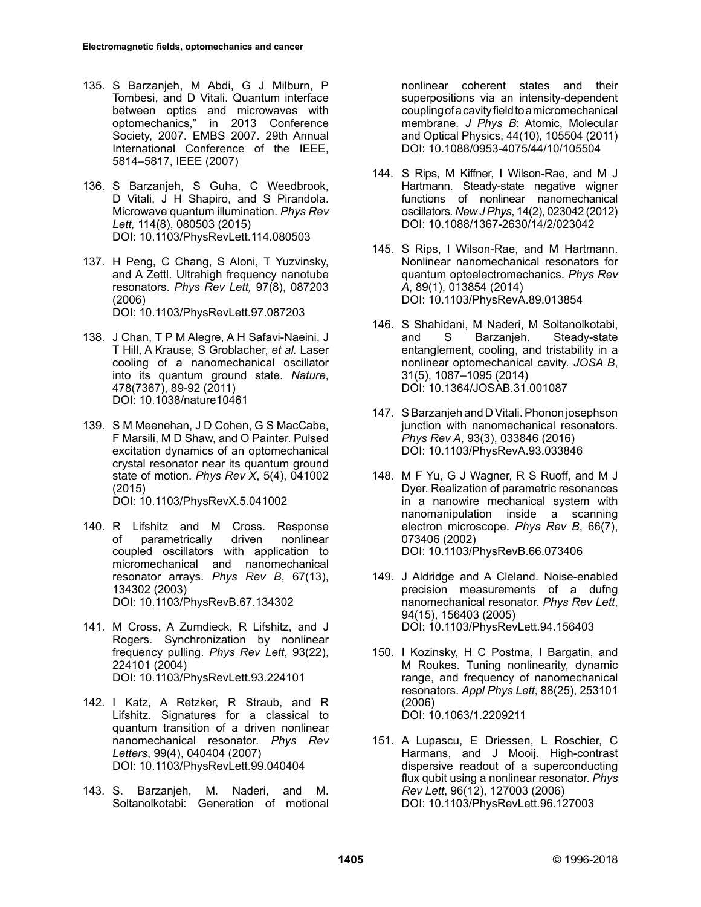135. S Barzanjeh, M Abdi, G J Milburn, P Tombesi, and D Vitali. Quantum interface between optics and microwaves with optomechanics," in 2013 Conference Society, 2007. EMBS 2007. 29th Annual International Conference of the IEEE, 5814–5817, IEEE (2007)

136. S Barzanjeh, S Guha, C Weedbrook, D Vitali, J H Shapiro, and S Pirandola. Microwave quantum illumination. *Phys Rev Lett,* 114(8), 080503 (2015)
DOI: 10.1103/PhysRevLett.114.080503

137. H Peng, C Chang, S Aloni, T Yuzvinsky, and A Zettl. Ultrahigh frequency nanotube resonators. *Phys Rev Lett,* 97(8), 087203 (2006)
DOI: 10.1103/PhysRevLett.97.087203

138. J Chan, T P M Alegre, A H Safavi-Naeini, J T Hill, A Krause, S Groblacher, *et al.* Laser cooling of a nanomechanical oscillator into its quantum ground state. *Nature*, 478(7367), 89-92 (2011)
DOI: 10.1038/nature10461

139. S M Meenehan, J D Cohen, G S MacCabe, F Marsili, M D Shaw, and O Painter. Pulsed excitation dynamics of an optomechanical crystal resonator near its quantum ground state of motion. *Phys Rev X*, 5(4), 041002 (2015)
DOI: 10.1103/PhysRevX.5.041002

140. R Lifshitz and M Cross. Response of parametrically driven nonlinear coupled oscillators with application to micromechanical and nanomechanical resonator arrays. *Phys Rev B*, 67(13), 134302 (2003)
DOI: 10.1103/PhysRevB.67.134302

141. M Cross, A Zumdieck, R Lifshitz, and J Rogers. Synchronization by nonlinear frequency pulling. *Phys Rev Lett*, 93(22), 224101 (2004)
DOI: 10.1103/PhysRevLett.93.224101

142. I Katz, A Retzker, R Straub, and R Lifshitz. Signatures for a classical to quantum transition of a driven nonlinear nanomechanical resonator. *Phys Rev Letters*, 99(4), 040404 (2007)
DOI: 10.1103/PhysRevLett.99.040404

143. S. Barzanjeh, M. Naderi, and M. Soltanolkotabi: Generation of motional nonlinear coherent states and their superpositions via an intensity-dependent coupling of a cavity field to a micromechanical membrane. *J Phys B*: Atomic, Molecular and Optical Physics, 44(10), 105504 (2011)
DOI: 10.1088/0953-4075/44/10/105504

144. S Rips, M Kiffner, I Wilson-Rae, and M J Hartmann. Steady-state negative wigner functions of nonlinear nanomechanical oscillators. *New J Phys*, 14(2), 023042 (2012)
DOI: 10.1088/1367-2630/14/2/023042

145. S Rips, I Wilson-Rae, and M Hartmann. Nonlinear nanomechanical resonators for quantum optoelectromechanics. *Phys Rev A*, 89(1), 013854 (2014)
DOI: 10.1103/PhysRevA.89.013854

146. S Shahidani, M Naderi, M Soltanolkotabi, and S Barzanjeh. Steady-state entanglement, cooling, and tristability in a nonlinear optomechanical cavity. *JOSA B*, 31(5), 1087–1095 (2014)
DOI: 10.1364/JOSAB.31.001087

147. S Barzanjeh and D Vitali. Phonon josephson junction with nanomechanical resonators. *Phys Rev A*, 93(3), 033846 (2016)
DOI: 10.1103/PhysRevA.93.033846

148. M F Yu, G J Wagner, R S Ruoff, and M J Dyer. Realization of parametric resonances in a nanowire mechanical system with nanomanipulation inside a scanning electron microscope. *Phys Rev B*, 66(7), 073406 (2002)
DOI: 10.1103/PhysRevB.66.073406

149. J Aldridge and A Cleland. Noise-enabled precision measurements of a dufng nanomechanical resonator. *Phys Rev Lett*, 94(15), 156403 (2005)
DOI: 10.1103/PhysRevLett.94.156403

150. I Kozinsky, H C Postma, I Bargatin, and M Roukes. Tuning nonlinearity, dynamic range, and frequency of nanomechanical resonators. *Appl Phys Lett*, 88(25), 253101 (2006)
DOI: 10.1063/1.2209211

151. A Lupascu, E Driessen, L Roschier, C Harmans, and J Mooij. High-contrast dispersive readout of a superconducting flux qubit using a nonlinear resonator. *Phys Rev Lett*, 96(12), 127003 (2006)
DOI: 10.1103/PhysRevLett.96.127003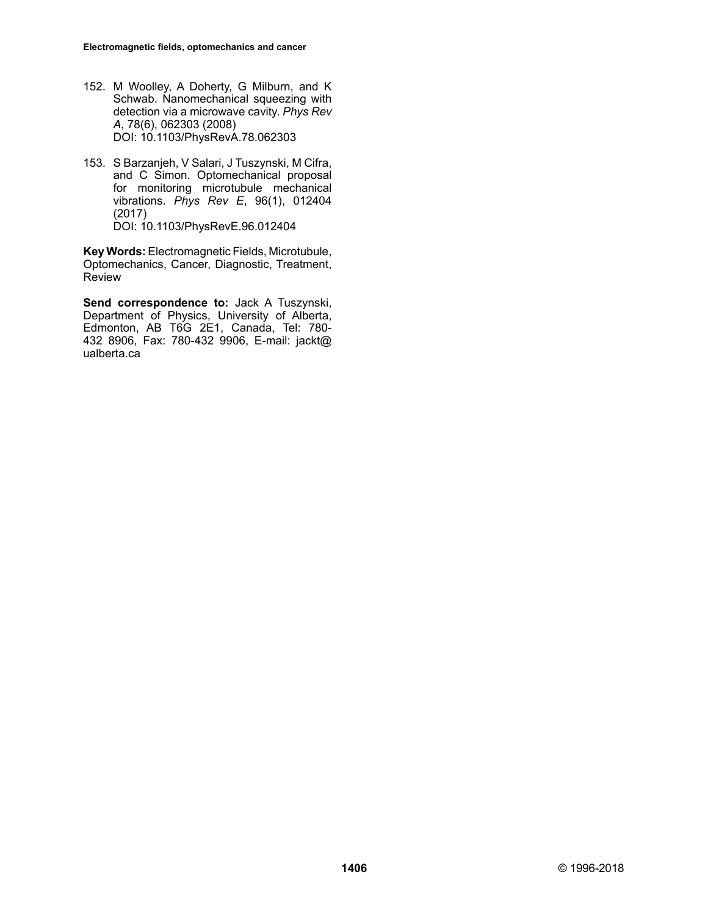152. M Woolley, A Doherty, G Milburn, and K Schwab. Nanomechanical squeezing with detection via a microwave cavity. *Phys Rev A*, 78(6), 062303 (2008)
DOI: 10.1103/PhysRevA.78.062303

153. S Barzanjeh, V Salari, J Tuszynski, M Cifra, and C Simon. Optomechanical proposal for monitoring microtubule mechanical vibrations. *Phys Rev E*, 96(1), 012404 (2017)
DOI: 10.1103/PhysRevE.96.012404

**Key Words:** Electromagnetic Fields, Microtubule, Optomechanics, Cancer, Diagnostic, Treatment, Review

**Send correspondence to:** Jack A Tuszynski, Department of Physics, University of Alberta, Edmonton, AB T6G 2E1, Canada, Tel: 780-432 8906, Fax: 780-432 9906, E-mail: jackt@ualberta.ca